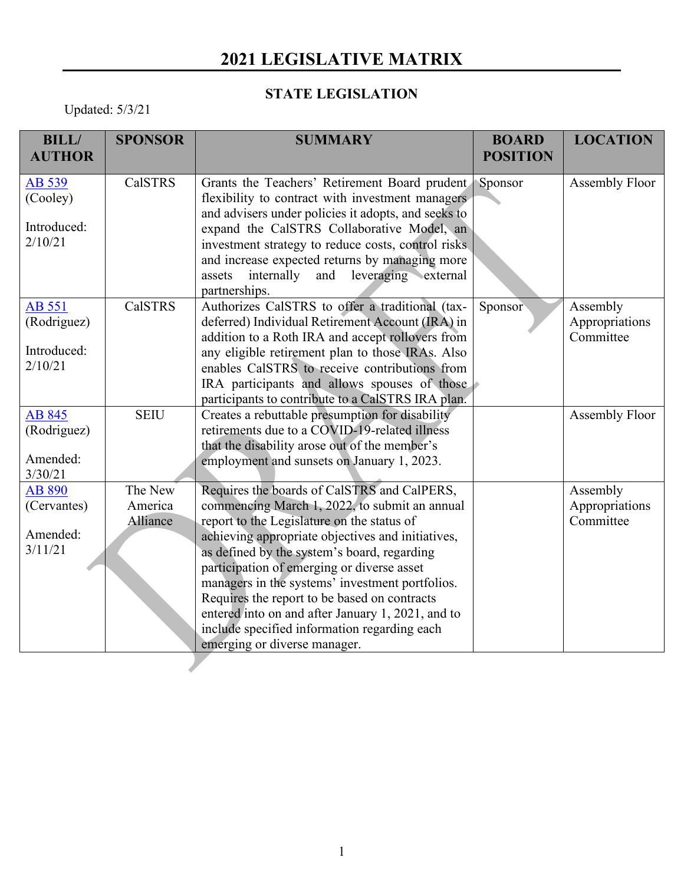# 2021 LEGISLATIVE MATRIX

## STATE LEGISLATION

Updated: 5/3/21

| BILL/ AUTHOR | SPONSOR | SUMMARY | BOARD POSITION | LOCATION |
|---|---|---|---|---|
| AB 539 (Cooley) Introduced: 2/10/21 | CalSTRS | Grants the Teachers' Retirement Board prudent flexibility to contract with investment managers and advisers under policies it adopts, and seeks to expand the CalSTRS Collaborative Model, an investment strategy to reduce costs, control risks and increase expected returns by managing more assets internally and leveraging external partnerships. | Sponsor | Assembly Floor |
| AB 551 (Rodriguez) Introduced: 2/10/21 | CalSTRS | Authorizes CalSTRS to offer a traditional (tax-deferred) Individual Retirement Account (IRA) in addition to a Roth IRA and accept rollovers from any eligible retirement plan to those IRAs. Also enables CalSTRS to receive contributions from IRA participants and allows spouses of those participants to contribute to a CalSTRS IRA plan. | Sponsor | Assembly Appropriations Committee |
| AB 845 (Rodriguez) Amended: 3/30/21 | SEIU | Creates a rebuttable presumption for disability retirements due to a COVID-19-related illness that the disability arose out of the member's employment and sunsets on January 1, 2023. | | Assembly Floor |
| AB 890 (Cervantes) Amended: 3/11/21 | The New America Alliance | Requires the boards of CalSTRS and CalPERS, commencing March 1, 2022, to submit an annual report to the Legislature on the status of achieving appropriate objectives and initiatives, as defined by the system's board, regarding participation of emerging or diverse asset managers in the systems' investment portfolios. Requires the report to be based on contracts entered into on and after January 1, 2021, and to include specified information regarding each emerging or diverse manager. | | Assembly Appropriations Committee |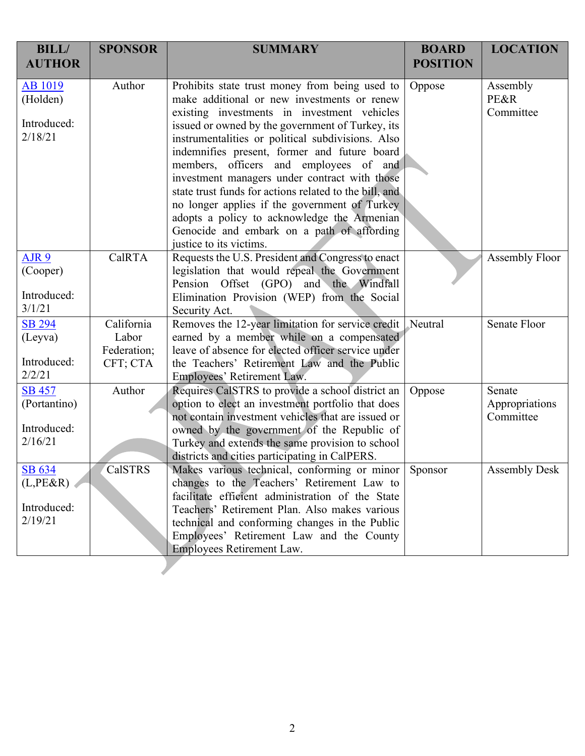| BILL/ AUTHOR | SPONSOR | SUMMARY | BOARD POSITION | LOCATION |
|---|---|---|---|---|
| AB 1019 (Holden)<br><br>Introduced: 2/18/21 | Author | Prohibits state trust money from being used to make additional or new investments or renew existing investments in investment vehicles issued or owned by the government of Turkey, its instrumentalities or political subdivisions. Also indemnifies present, former and future board members, officers and employees of and investment managers under contract with those state trust funds for actions related to the bill, and no longer applies if the government of Turkey adopts a policy to acknowledge the Armenian Genocide and embark on a path of affording justice to its victims. | Oppose | Assembly PE&R Committee |
| AJR 9 (Cooper)<br><br>Introduced: 3/1/21 | CalRTA | Requests the U.S. President and Congress to enact legislation that would repeal the Government Pension Offset (GPO) and the Windfall Elimination Provision (WEP) from the Social Security Act. | | Assembly Floor |
| SB 294 (Leyva)<br><br>Introduced: 2/2/21 | California Labor Federation; CFT; CTA | Removes the 12-year limitation for service credit earned by a member while on a compensated leave of absence for elected officer service under the Teachers' Retirement Law and the Public Employees' Retirement Law. | Neutral | Senate Floor |
| SB 457 (Portantino)<br><br>Introduced: 2/16/21 | Author | Requires CalSTRS to provide a school district an option to elect an investment portfolio that does not contain investment vehicles that are issued or owned by the government of the Republic of Turkey and extends the same provision to school districts and cities participating in CalPERS. | Oppose | Senate Appropriations Committee |
| SB 634 (L,PE&R)<br><br>Introduced: 2/19/21 | CalSTRS | Makes various technical, conforming or minor changes to the Teachers' Retirement Law to facilitate efficient administration of the State Teachers' Retirement Plan. Also makes various technical and conforming changes in the Public Employees' Retirement Law and the County Employees Retirement Law. | Sponsor | Assembly Desk |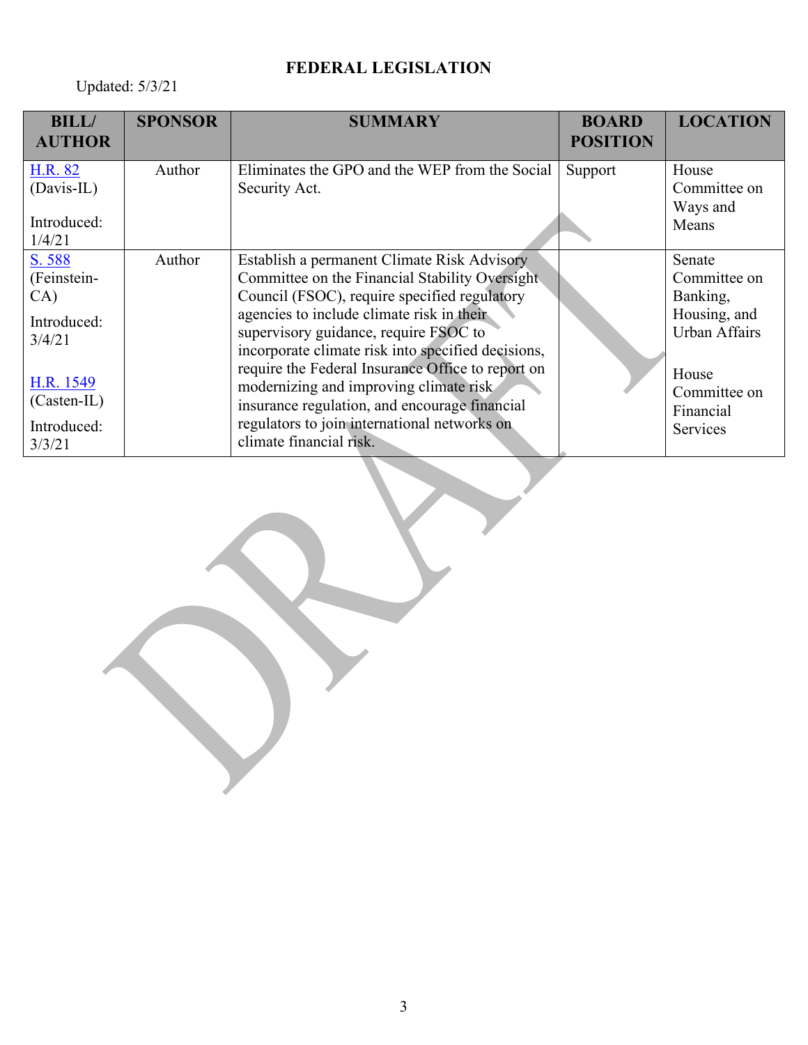## FEDERAL LEGISLATION

Updated: 5/3/21

| BILL/ AUTHOR | SPONSOR | SUMMARY | BOARD POSITION | LOCATION |
|---|---|---|---|---|
| H.R. 82 (Davis-IL) Introduced: 1/4/21 | Author | Eliminates the GPO and the WEP from the Social Security Act. | Support | House Committee on Ways and Means |
| S. 588 (Feinstein-CA) Introduced: 3/4/21 H.R. 1549 (Casten-IL) Introduced: 3/3/21 | Author | Establish a permanent Climate Risk Advisory Committee on the Financial Stability Oversight Council (FSOC), require specified regulatory agencies to include climate risk in their supervisory guidance, require FSOC to incorporate climate risk into specified decisions, require the Federal Insurance Office to report on modernizing and improving climate risk insurance regulation, and encourage financial regulators to join international networks on climate financial risk. | | Senate Committee on Banking, Housing, and Urban Affairs House Committee on Financial Services |

DRAFT